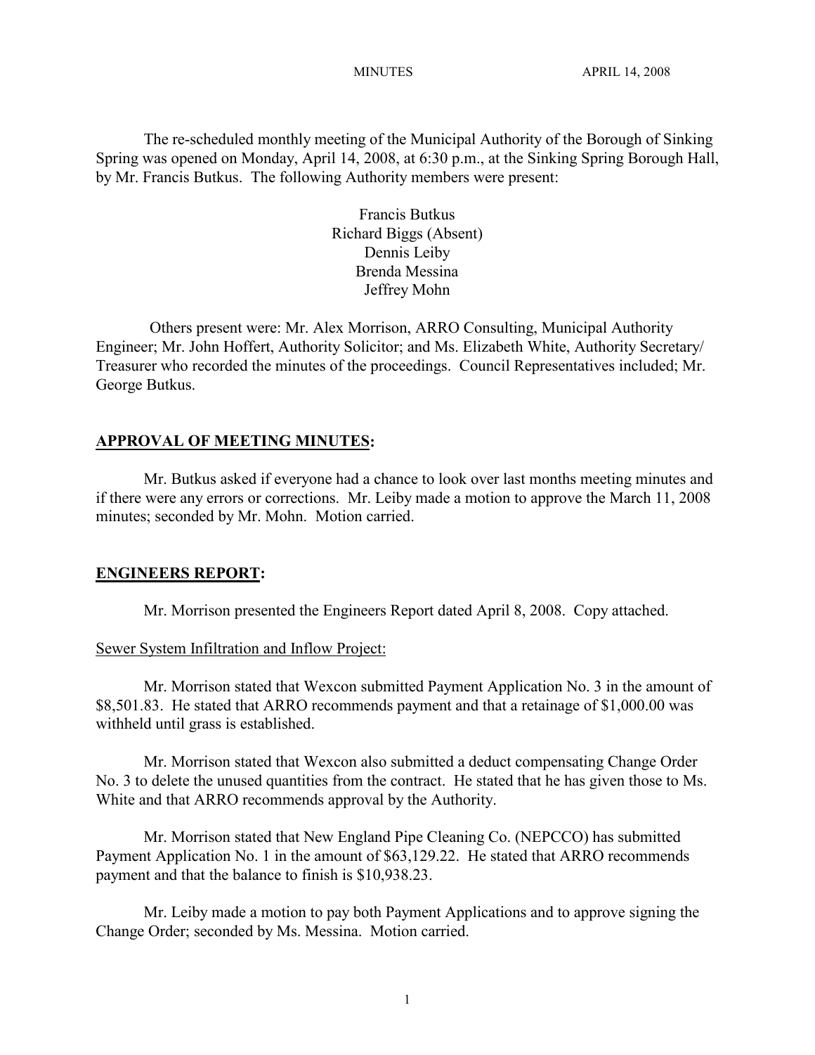MINUTES APRIL 14, 2008

The re-scheduled monthly meeting of the Municipal Authority of the Borough of Sinking Spring was opened on Monday, April 14, 2008, at 6:30 p.m., at the Sinking Spring Borough Hall, by Mr. Francis Butkus. The following Authority members were present:

Francis Butkus  
Richard Biggs (Absent)  
Dennis Leiby  
Brenda Messina  
Jeffrey Mohn

Others present were: Mr. Alex Morrison, ARRO Consulting, Municipal Authority Engineer; Mr. John Hoffert, Authority Solicitor; and Ms. Elizabeth White, Authority Secretary/ Treasurer who recorded the minutes of the proceedings. Council Representatives included; Mr. George Butkus.

## **APPROVAL OF MEETING MINUTES:**

Mr. Butkus asked if everyone had a chance to look over last months meeting minutes and if there were any errors or corrections. Mr. Leiby made a motion to approve the March 11, 2008 minutes; seconded by Mr. Mohn. Motion carried.

## **ENGINEERS REPORT:**

Mr. Morrison presented the Engineers Report dated April 8, 2008. Copy attached.

Sewer System Infiltration and Inflow Project:

Mr. Morrison stated that Wexcon submitted Payment Application No. 3 in the amount of $8,501.83. He stated that ARRO recommends payment and that a retainage of $1,000.00 was withheld until grass is established.

Mr. Morrison stated that Wexcon also submitted a deduct compensating Change Order No. 3 to delete the unused quantities from the contract. He stated that he has given those to Ms. White and that ARRO recommends approval by the Authority.

Mr. Morrison stated that New England Pipe Cleaning Co. (NEPCCO) has submitted Payment Application No. 1 in the amount of $63,129.22. He stated that ARRO recommends payment and that the balance to finish is $10,938.23.

Mr. Leiby made a motion to pay both Payment Applications and to approve signing the Change Order; seconded by Ms. Messina. Motion carried.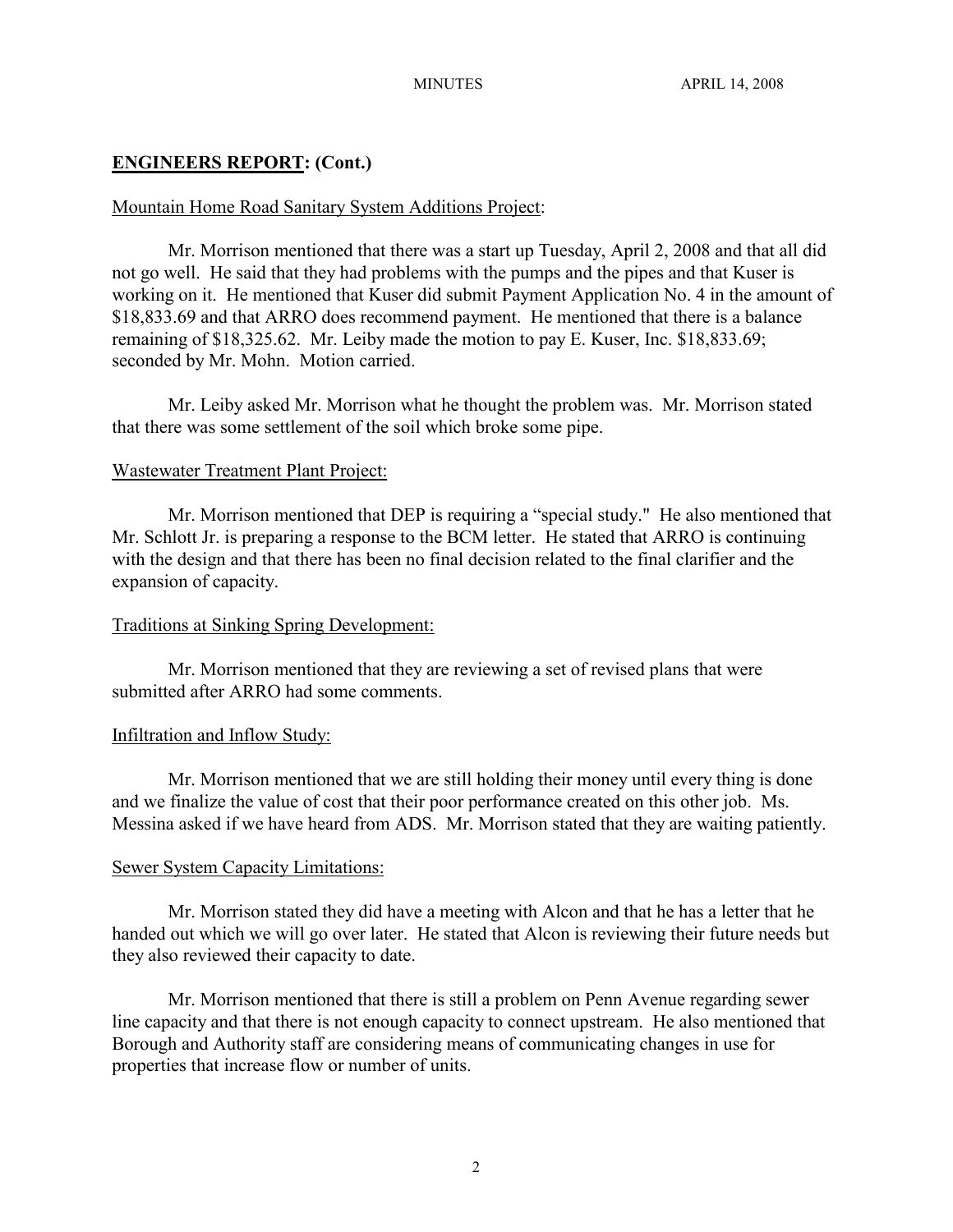## **ENGINEERS REPORT: (Cont.)**

Mountain Home Road Sanitary System Additions Project:

Mr. Morrison mentioned that there was a start up Tuesday, April 2, 2008 and that all did not go well. He said that they had problems with the pumps and the pipes and that Kuser is working on it. He mentioned that Kuser did submit Payment Application No. 4 in the amount of $18,833.69 and that ARRO does recommend payment. He mentioned that there is a balance remaining of $18,325.62. Mr. Leiby made the motion to pay E. Kuser, Inc. $18,833.69; seconded by Mr. Mohn. Motion carried.

Mr. Leiby asked Mr. Morrison what he thought the problem was. Mr. Morrison stated that there was some settlement of the soil which broke some pipe.

Wastewater Treatment Plant Project:

Mr. Morrison mentioned that DEP is requiring a "special study." He also mentioned that Mr. Schlott Jr. is preparing a response to the BCM letter. He stated that ARRO is continuing with the design and that there has been no final decision related to the final clarifier and the expansion of capacity.

Traditions at Sinking Spring Development:

Mr. Morrison mentioned that they are reviewing a set of revised plans that were submitted after ARRO had some comments.

Infiltration and Inflow Study:

Mr. Morrison mentioned that we are still holding their money until every thing is done and we finalize the value of cost that their poor performance created on this other job. Ms. Messina asked if we have heard from ADS. Mr. Morrison stated that they are waiting patiently.

Sewer System Capacity Limitations:

Mr. Morrison stated they did have a meeting with Alcon and that he has a letter that he handed out which we will go over later. He stated that Alcon is reviewing their future needs but they also reviewed their capacity to date.

Mr. Morrison mentioned that there is still a problem on Penn Avenue regarding sewer line capacity and that there is not enough capacity to connect upstream. He also mentioned that Borough and Authority staff are considering means of communicating changes in use for properties that increase flow or number of units.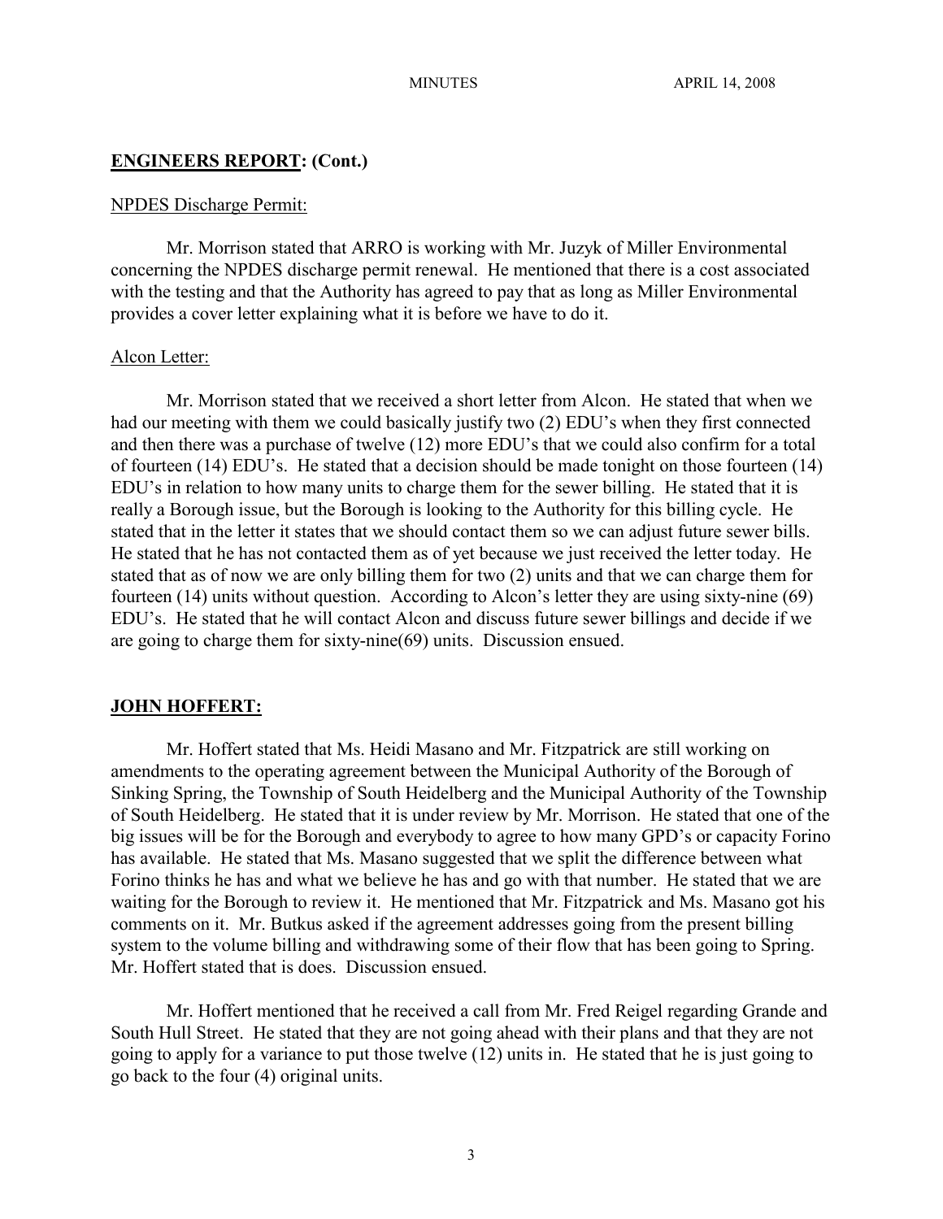## ENGINEERS REPORT: (Cont.)

NPDES Discharge Permit:

Mr. Morrison stated that ARRO is working with Mr. Juzyk of Miller Environmental concerning the NPDES discharge permit renewal. He mentioned that there is a cost associated with the testing and that the Authority has agreed to pay that as long as Miller Environmental provides a cover letter explaining what it is before we have to do it.

Alcon Letter:

Mr. Morrison stated that we received a short letter from Alcon. He stated that when we had our meeting with them we could basically justify two (2) EDU's when they first connected and then there was a purchase of twelve (12) more EDU's that we could also confirm for a total of fourteen (14) EDU's. He stated that a decision should be made tonight on those fourteen (14) EDU's in relation to how many units to charge them for the sewer billing. He stated that it is really a Borough issue, but the Borough is looking to the Authority for this billing cycle. He stated that in the letter it states that we should contact them so we can adjust future sewer bills. He stated that he has not contacted them as of yet because we just received the letter today. He stated that as of now we are only billing them for two (2) units and that we can charge them for fourteen (14) units without question. According to Alcon's letter they are using sixty-nine (69) EDU's. He stated that he will contact Alcon and discuss future sewer billings and decide if we are going to charge them for sixty-nine(69) units. Discussion ensued.

## JOHN HOFFERT:

Mr. Hoffert stated that Ms. Heidi Masano and Mr. Fitzpatrick are still working on amendments to the operating agreement between the Municipal Authority of the Borough of Sinking Spring, the Township of South Heidelberg and the Municipal Authority of the Township of South Heidelberg. He stated that it is under review by Mr. Morrison. He stated that one of the big issues will be for the Borough and everybody to agree to how many GPD's or capacity Forino has available. He stated that Ms. Masano suggested that we split the difference between what Forino thinks he has and what we believe he has and go with that number. He stated that we are waiting for the Borough to review it. He mentioned that Mr. Fitzpatrick and Ms. Masano got his comments on it. Mr. Butkus asked if the agreement addresses going from the present billing system to the volume billing and withdrawing some of their flow that has been going to Spring. Mr. Hoffert stated that is does. Discussion ensued.

Mr. Hoffert mentioned that he received a call from Mr. Fred Reigel regarding Grande and South Hull Street. He stated that they are not going ahead with their plans and that they are not going to apply for a variance to put those twelve (12) units in. He stated that he is just going to go back to the four (4) original units.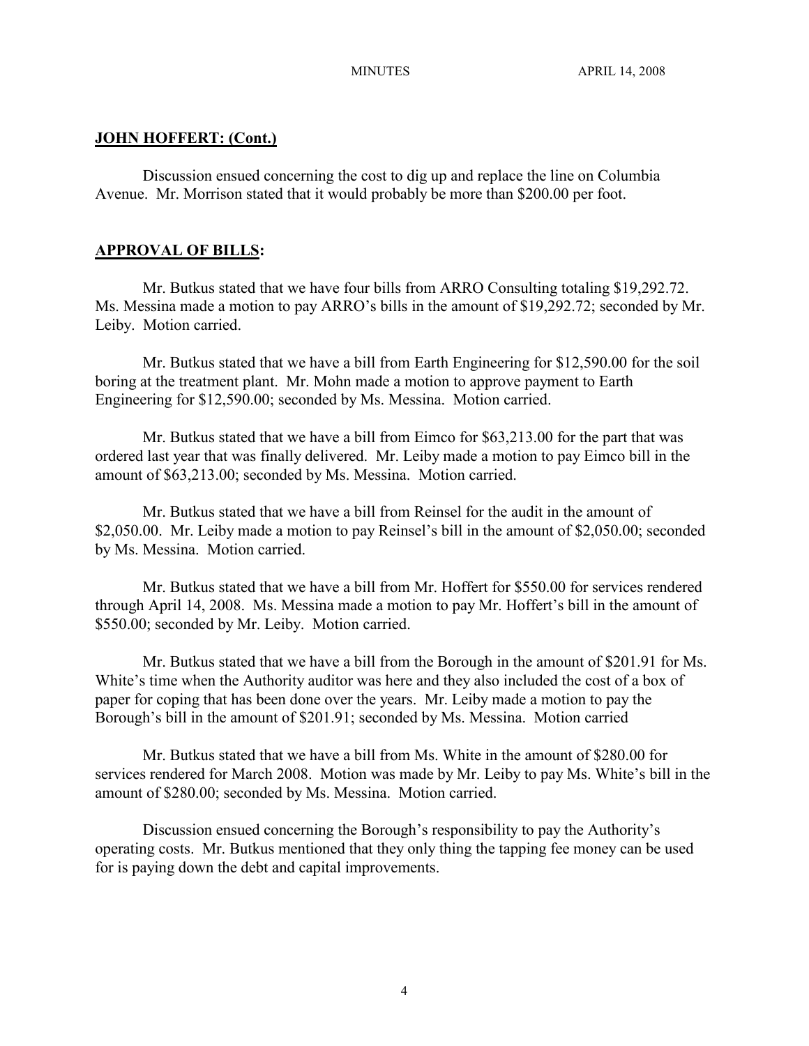## **JOHN HOFFERT: (Cont.)**

Discussion ensued concerning the cost to dig up and replace the line on Columbia Avenue. Mr. Morrison stated that it would probably be more than $200.00 per foot.

## **APPROVAL OF BILLS:**

Mr. Butkus stated that we have four bills from ARRO Consulting totaling $19,292.72. Ms. Messina made a motion to pay ARRO's bills in the amount of $19,292.72; seconded by Mr. Leiby. Motion carried.

Mr. Butkus stated that we have a bill from Earth Engineering for $12,590.00 for the soil boring at the treatment plant. Mr. Mohn made a motion to approve payment to Earth Engineering for $12,590.00; seconded by Ms. Messina. Motion carried.

Mr. Butkus stated that we have a bill from Eimco for $63,213.00 for the part that was ordered last year that was finally delivered. Mr. Leiby made a motion to pay Eimco bill in the amount of $63,213.00; seconded by Ms. Messina. Motion carried.

Mr. Butkus stated that we have a bill from Reinsel for the audit in the amount of $2,050.00. Mr. Leiby made a motion to pay Reinsel's bill in the amount of $2,050.00; seconded by Ms. Messina. Motion carried.

Mr. Butkus stated that we have a bill from Mr. Hoffert for $550.00 for services rendered through April 14, 2008. Ms. Messina made a motion to pay Mr. Hoffert's bill in the amount of $550.00; seconded by Mr. Leiby. Motion carried.

Mr. Butkus stated that we have a bill from the Borough in the amount of $201.91 for Ms. White's time when the Authority auditor was here and they also included the cost of a box of paper for coping that has been done over the years. Mr. Leiby made a motion to pay the Borough's bill in the amount of $201.91; seconded by Ms. Messina. Motion carried

Mr. Butkus stated that we have a bill from Ms. White in the amount of $280.00 for services rendered for March 2008. Motion was made by Mr. Leiby to pay Ms. White's bill in the amount of $280.00; seconded by Ms. Messina. Motion carried.

Discussion ensued concerning the Borough's responsibility to pay the Authority's operating costs. Mr. Butkus mentioned that they only thing the tapping fee money can be used for is paying down the debt and capital improvements.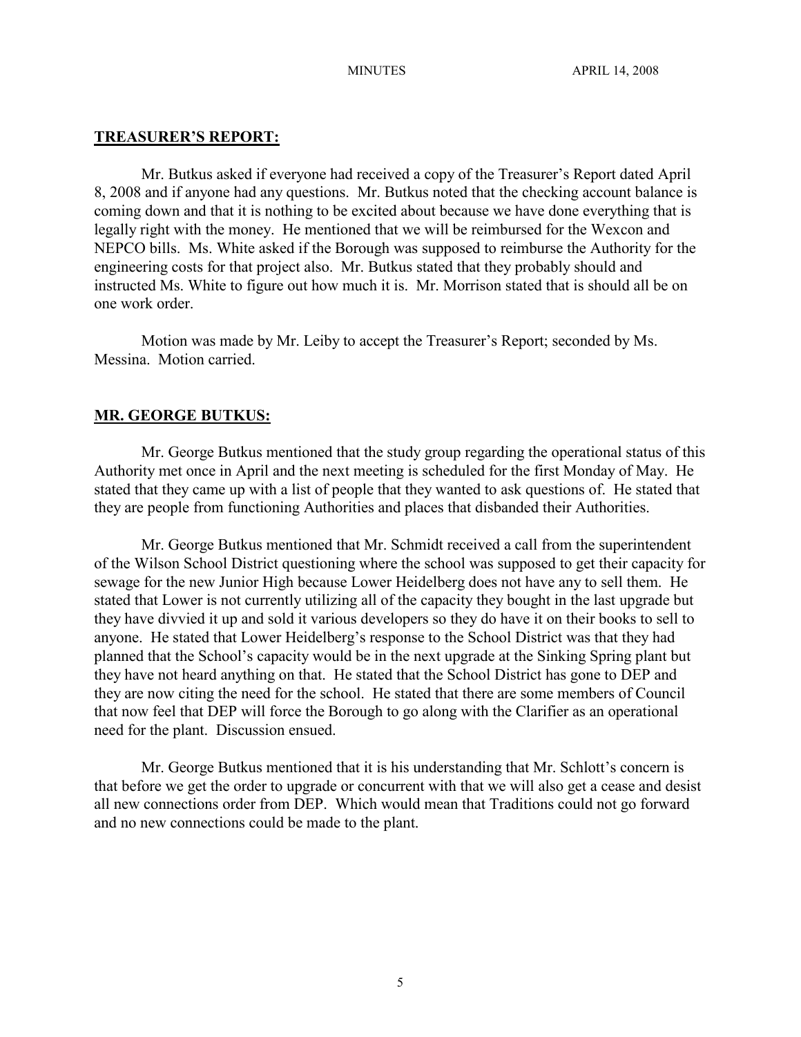## TREASURER'S REPORT:

Mr. Butkus asked if everyone had received a copy of the Treasurer's Report dated April 8, 2008 and if anyone had any questions. Mr. Butkus noted that the checking account balance is coming down and that it is nothing to be excited about because we have done everything that is legally right with the money. He mentioned that we will be reimbursed for the Wexcon and NEPCO bills. Ms. White asked if the Borough was supposed to reimburse the Authority for the engineering costs for that project also. Mr. Butkus stated that they probably should and instructed Ms. White to figure out how much it is. Mr. Morrison stated that is should all be on one work order.

Motion was made by Mr. Leiby to accept the Treasurer's Report; seconded by Ms. Messina. Motion carried.

## MR. GEORGE BUTKUS:

Mr. George Butkus mentioned that the study group regarding the operational status of this Authority met once in April and the next meeting is scheduled for the first Monday of May. He stated that they came up with a list of people that they wanted to ask questions of. He stated that they are people from functioning Authorities and places that disbanded their Authorities.

Mr. George Butkus mentioned that Mr. Schmidt received a call from the superintendent of the Wilson School District questioning where the school was supposed to get their capacity for sewage for the new Junior High because Lower Heidelberg does not have any to sell them. He stated that Lower is not currently utilizing all of the capacity they bought in the last upgrade but they have divvied it up and sold it various developers so they do have it on their books to sell to anyone. He stated that Lower Heidelberg's response to the School District was that they had planned that the School's capacity would be in the next upgrade at the Sinking Spring plant but they have not heard anything on that. He stated that the School District has gone to DEP and they are now citing the need for the school. He stated that there are some members of Council that now feel that DEP will force the Borough to go along with the Clarifier as an operational need for the plant. Discussion ensued.

Mr. George Butkus mentioned that it is his understanding that Mr. Schlott's concern is that before we get the order to upgrade or concurrent with that we will also get a cease and desist all new connections order from DEP. Which would mean that Traditions could not go forward and no new connections could be made to the plant.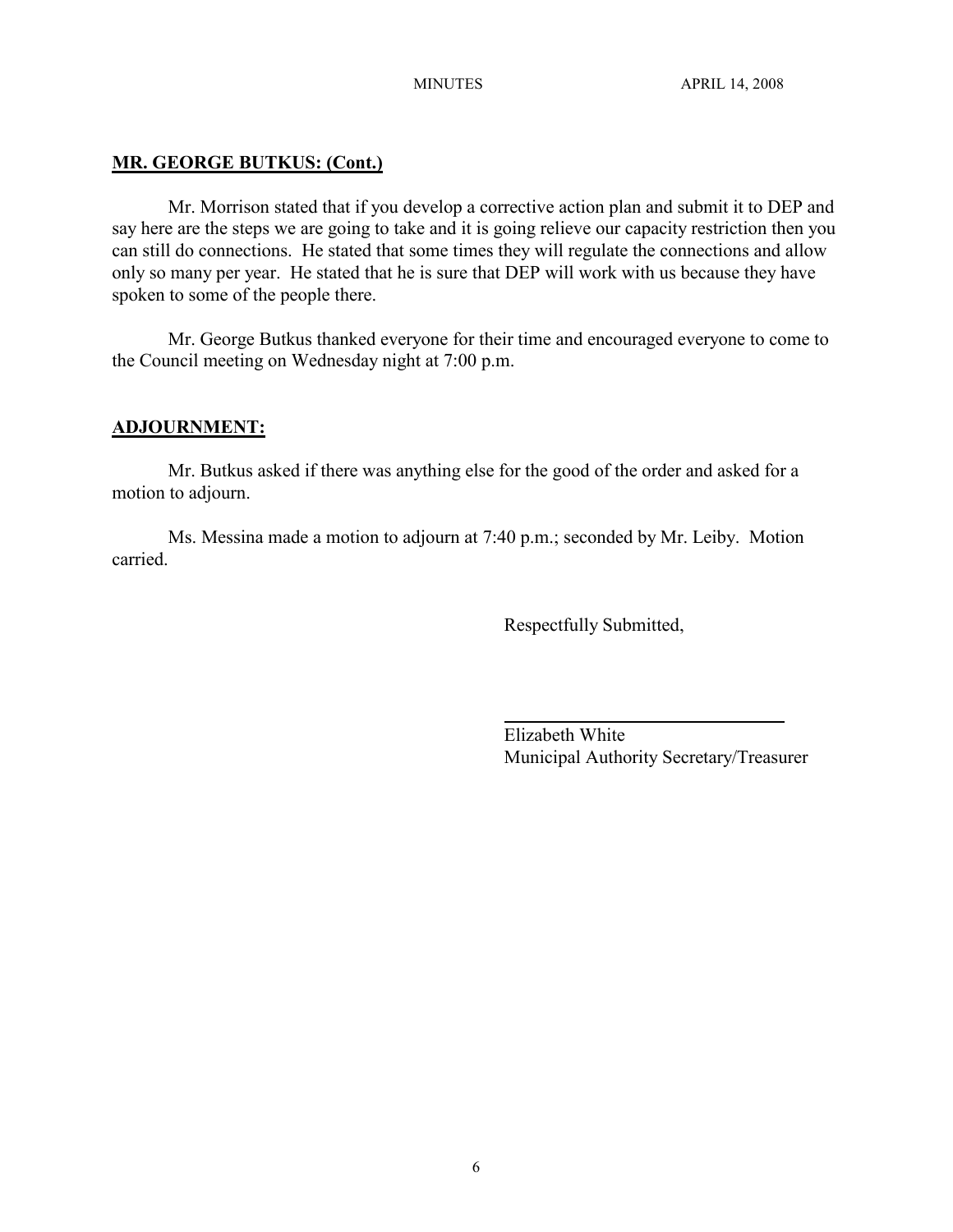**MR. GEORGE BUTKUS: (Cont.)**

Mr. Morrison stated that if you develop a corrective action plan and submit it to DEP and say here are the steps we are going to take and it is going relieve our capacity restriction then you can still do connections. He stated that some times they will regulate the connections and allow only so many per year. He stated that he is sure that DEP will work with us because they have spoken to some of the people there.

Mr. George Butkus thanked everyone for their time and encouraged everyone to come to the Council meeting on Wednesday night at 7:00 p.m.

**ADJOURNMENT:**

Mr. Butkus asked if there was anything else for the good of the order and asked for a motion to adjourn.

Ms. Messina made a motion to adjourn at 7:40 p.m.; seconded by Mr. Leiby. Motion carried.

Respectfully Submitted,

Elizabeth White
Municipal Authority Secretary/Treasurer